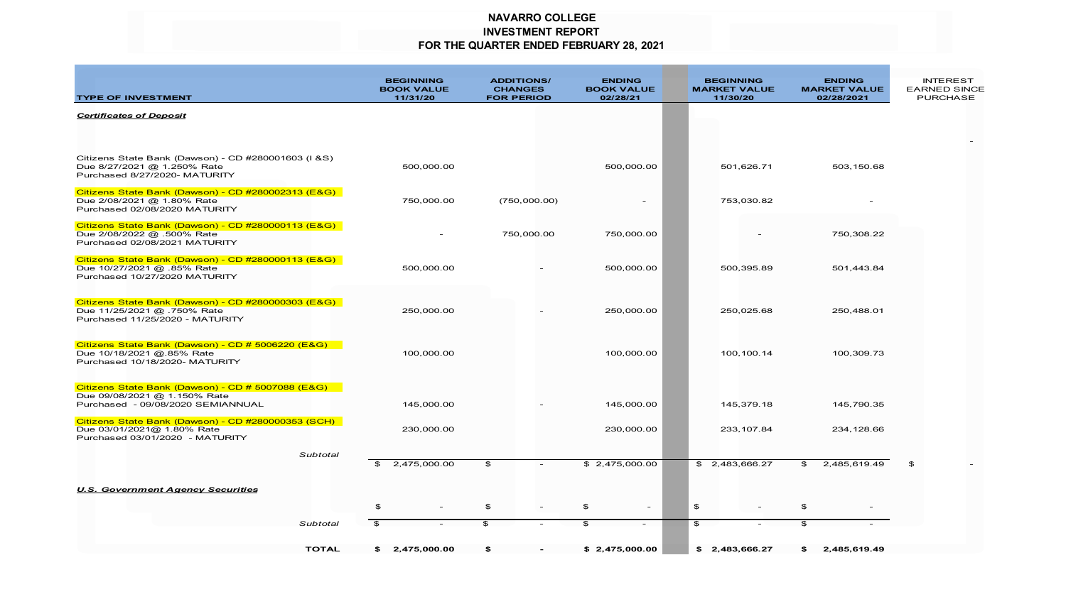# NAVARRO COLLEGE
## INVESTMENT REPORT
### FOR THE QUARTER ENDED FEBRUARY 28, 2021

| TYPE OF INVESTMENT | BEGINNING BOOK VALUE 11/31/20 | ADDITIONS/ CHANGES FOR PERIOD | ENDING BOOK VALUE 02/28/21 | BEGINNING MARKET VALUE 11/30/20 | ENDING MARKET VALUE 02/28/2021 | INTEREST EARNED SINCE PURCHASE |
|---|---|---|---|---|---|---|
| ***Certificates of Deposit*** | | | | | | |
| | | | | | | - |
| Citizens State Bank (Dawson) - CD #280001603 (I &S) Due 8/27/2021 @ 1.250% Rate Purchased 8/27/2020- MATURITY | 500,000.00 | | 500,000.00 | 501,626.71 | 503,150.68 | |
| Citizens State Bank (Dawson) - CD #280002313 (E&G) Due 2/08/2021 @ 1.80% Rate Purchased 02/08/2020 MATURITY | 750,000.00 | (750,000.00) | - | 753,030.82 | - | |
| Citizens State Bank (Dawson) - CD #280000113 (E&G) Due 2/08/2022 @ .500% Rate Purchased 02/08/2021 MATURITY | - | 750,000.00 | 750,000.00 | - | 750,308.22 | |
| Citizens State Bank (Dawson) - CD #280000113 (E&G) Due 10/27/2021 @ .85% Rate Purchased 10/27/2020 MATURITY | 500,000.00 | - | 500,000.00 | 500,395.89 | 501,443.84 | |
| Citizens State Bank (Dawson) - CD #280000303 (E&G) Due 11/25/2021 @ .750% Rate Purchased 11/25/2020 - MATURITY | 250,000.00 | - | 250,000.00 | 250,025.68 | 250,488.01 | |
| Citizens State Bank (Dawson) - CD # 5006220 (E&G) Due 10/18/2021 @.85% Rate Purchased 10/18/2020- MATURITY | 100,000.00 | | 100,000.00 | 100,100.14 | 100,309.73 | |
| Citizens State Bank (Dawson) - CD # 5007088 (E&G) Due 09/08/2021 @ 1.150% Rate Purchased - 09/08/2020 SEMIANNUAL | 145,000.00 | - | 145,000.00 | 145,379.18 | 145,790.35 | |
| Citizens State Bank (Dawson) - CD #280000353 (SCH) Due 03/01/2021@ 1.80% Rate Purchased 03/01/2020 - MATURITY | 230,000.00 | | 230,000.00 | 233,107.84 | 234,128.66 | |
| *Subtotal* | $ 2,475,000.00 | $ - | $ 2,475,000.00 | $ 2,483,666.27 | $ 2,485,619.49 | $ - |
| ***U.S. Government Agency Securities*** | | | | | | |
| | $ - | $ - | $ - | $ - | $ - | |
| *Subtotal* | $ - | $ - | $ - | $ - | $ - | |
| **TOTAL** | **$ 2,475,000.00** | **$ -** | **$ 2,475,000.00** | **$ 2,483,666.27** | **$ 2,485,619.49** | |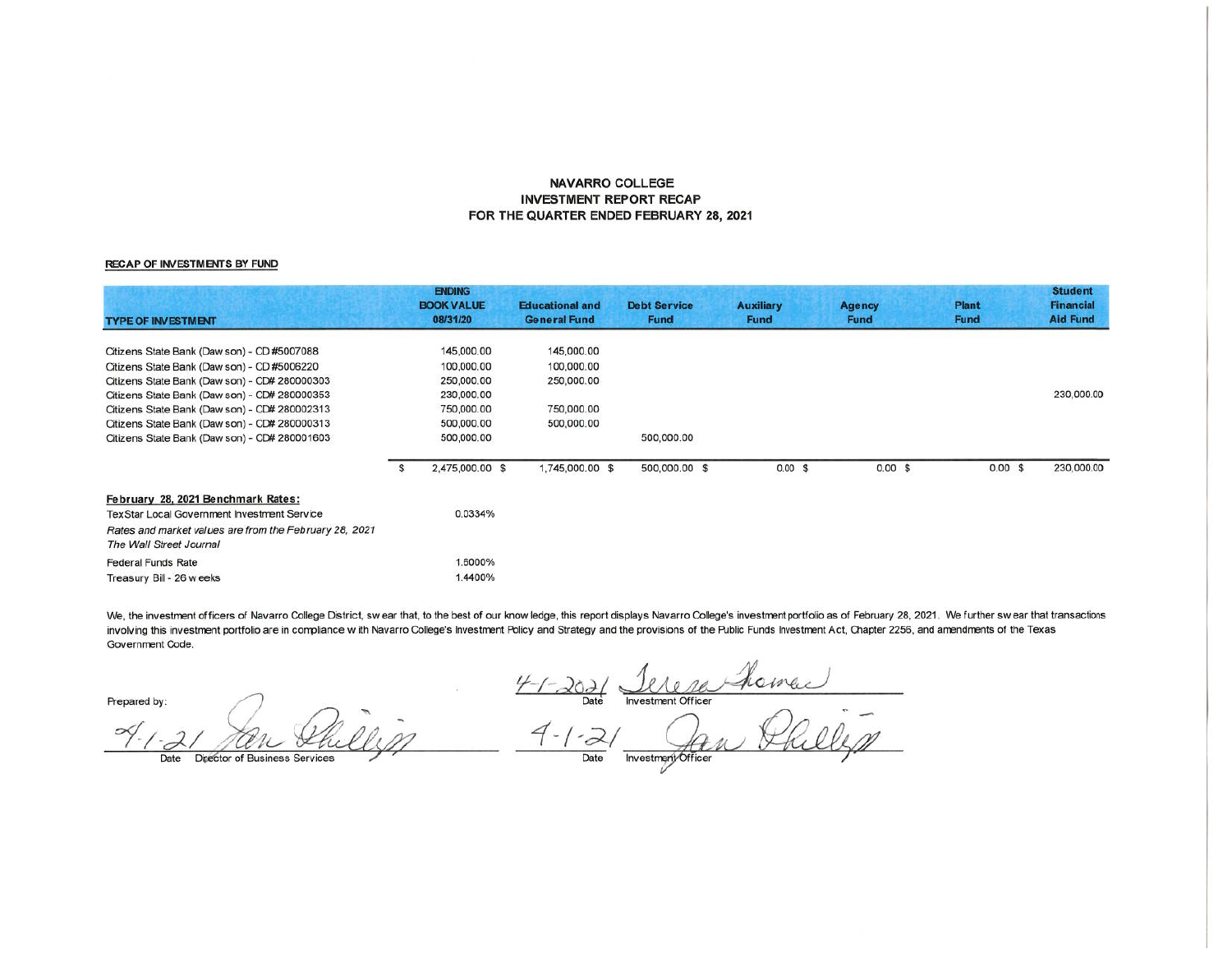**NAVARRO COLLEGE**
**INVESTMENT REPORT RECAP**
**FOR THE QUARTER ENDED FEBRUARY 28, 2021**

**RECAP OF INVESTMENTS BY FUND**

| TYPE OF INVESTMENT | ENDING BOOK VALUE 08/31/20 | Educational and General Fund | Debt Service Fund | Auxiliary Fund | Agency Fund | Plant Fund | Student Financial Aid Fund |
|---|---|---|---|---|---|---|---|
| Citizens State Bank (Dawson) - CD #5007088 | 145,000.00 | 145,000.00 | | | | | |
| Citizens State Bank (Dawson) - CD #5006220 | 100,000.00 | 100,000.00 | | | | | |
| Citizens State Bank (Dawson) - CD# 280000303 | 250,000.00 | 250,000.00 | | | | | |
| Citizens State Bank (Dawson) - CD# 280000353 | 230,000.00 | | | | | | 230,000.00 |
| Citizens State Bank (Dawson) - CD# 280002313 | 750,000.00 | 750,000.00 | | | | | |
| Citizens State Bank (Dawson) - CD# 280000313 | 500,000.00 | 500,000.00 | | | | | |
| Citizens State Bank (Dawson) - CD# 280001603 | 500,000.00 | | 500,000.00 | | | | |
| | $ 2,475,000.00 | $ 1,745,000.00 | $ 500,000.00 | $ 0.00 | $ 0.00 | $ 0.00 | $ 230,000.00 |

**February 28, 2021 Benchmark Rates:**

| | |
|---|---|
| TexStar Local Government Investment Service | 0.0334% |
| *Rates and market values are from the February 26, 2021 The Wall Street Journal* | |
| Federal Funds Rate | 1.5000% |
| Treasury Bill - 26 weeks | 1.4400% |

We, the investment officers of Navarro College District, swear that, to the best of our knowledge, this report displays Navarro College's investment portfolio as of February 28, 2021. We further swear that transactions involving this investment portfolio are in compliance with Navarro College's Investment Policy and Strategy and the provisions of the Public Funds Investment Act, Chapter 2256, and amendments of the Texas Government Code.

Prepared by:

4-1-21 Jan Phillips
Date Director of Business Services

4-1-2021 Teresa Thomas
Date Investment Officer

4-1-21 Jan Phillips
Date Investment Officer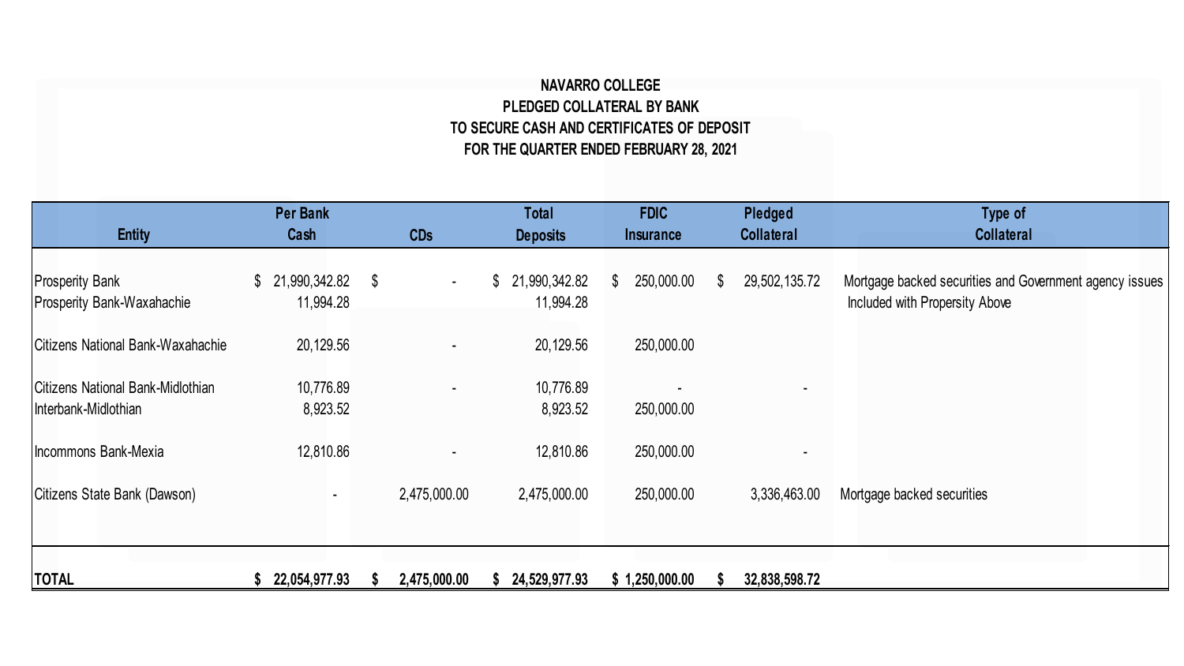**NAVARRO COLLEGE**
**PLEDGED COLLATERAL BY BANK**
**TO SECURE CASH AND CERTIFICATES OF DEPOSIT**
**FOR THE QUARTER ENDED FEBRUARY 28, 2021**

| Entity | Per Bank Cash | CDs | Total Deposits | FDIC Insurance | Pledged Collateral | Type of Collateral |
|---|---|---|---|---|---|---|
| Prosperity Bank | $ 21,990,342.82 | $ - | $ 21,990,342.82 | $ 250,000.00 | $ 29,502,135.72 | Mortgage backed securities and Government agency issues |
| Prosperity Bank-Waxahachie | 11,994.28 | | 11,994.28 | | | Included with Propersity Above |
| Citizens National Bank-Waxahachie | 20,129.56 | - | 20,129.56 | 250,000.00 | | |
| Citizens National Bank-Midlothian | 10,776.89 | - | 10,776.89 | - | - | |
| Interbank-Midlothian | 8,923.52 | | 8,923.52 | 250,000.00 | | |
| Incommons Bank-Mexia | 12,810.86 | - | 12,810.86 | 250,000.00 | - | |
| Citizens State Bank (Dawson) | - | 2,475,000.00 | 2,475,000.00 | 250,000.00 | 3,336,463.00 | Mortgage backed securities |
| **TOTAL** | **$ 22,054,977.93** | **$ 2,475,000.00** | **$ 24,529,977.93** | **$ 1,250,000.00** | **$ 32,838,598.72** | |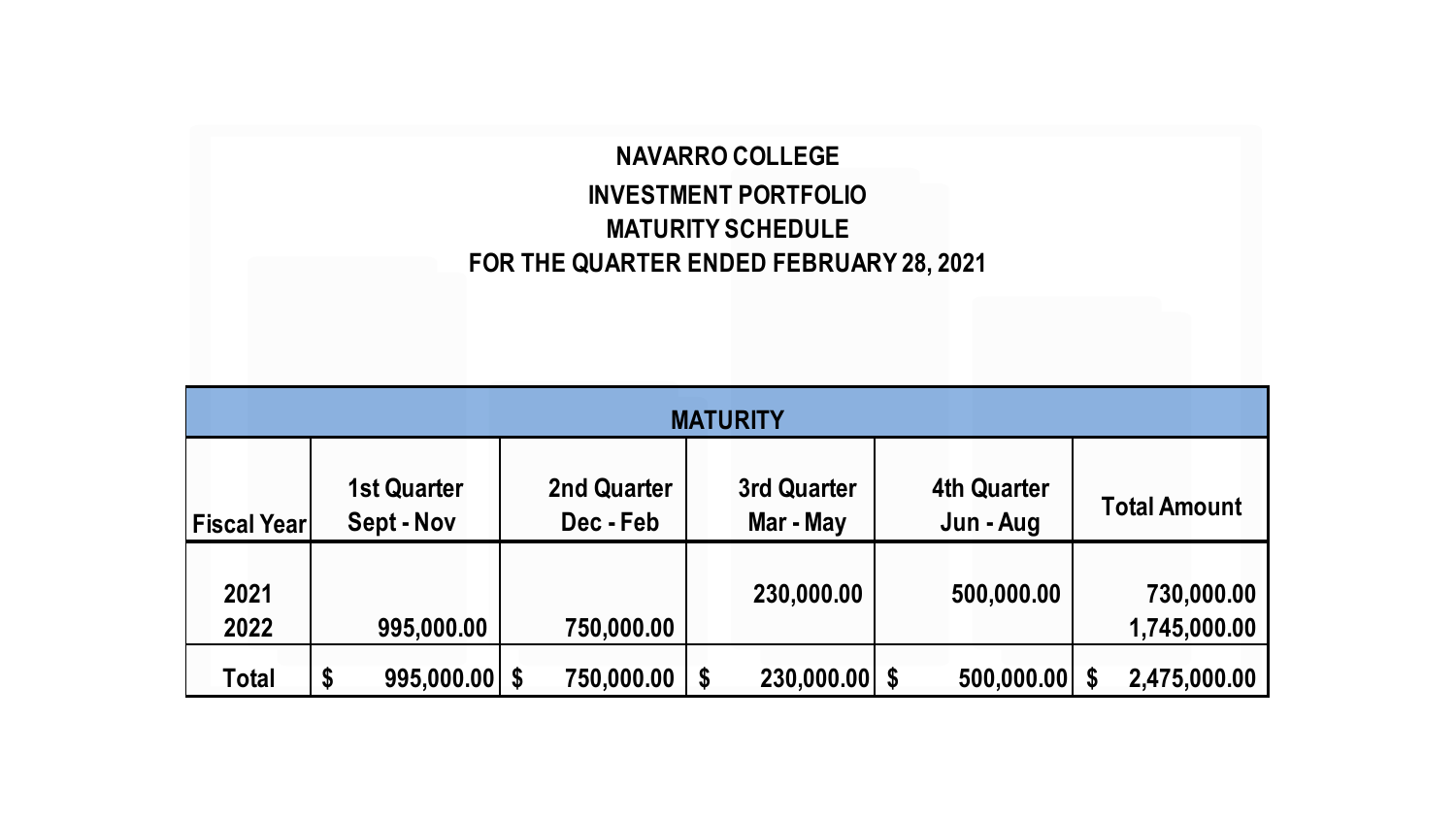# NAVARRO COLLEGE

## INVESTMENT PORTFOLIO

## MATURITY SCHEDULE

## FOR THE QUARTER ENDED FEBRUARY 28, 2021

| MATURITY | | | | | |
|---|---|---|---|---|---|
| Fiscal Year | 1st Quarter Sept - Nov | 2nd Quarter Dec - Feb | 3rd Quarter Mar - May | 4th Quarter Jun - Aug | Total Amount |
| 2021 | | | 230,000.00 | 500,000.00 | 730,000.00 |
| 2022 | 995,000.00 | 750,000.00 | | | 1,745,000.00 |
| Total | $ 995,000.00 | $ 750,000.00 | $ 230,000.00 | $ 500,000.00 | $ 2,475,000.00 |